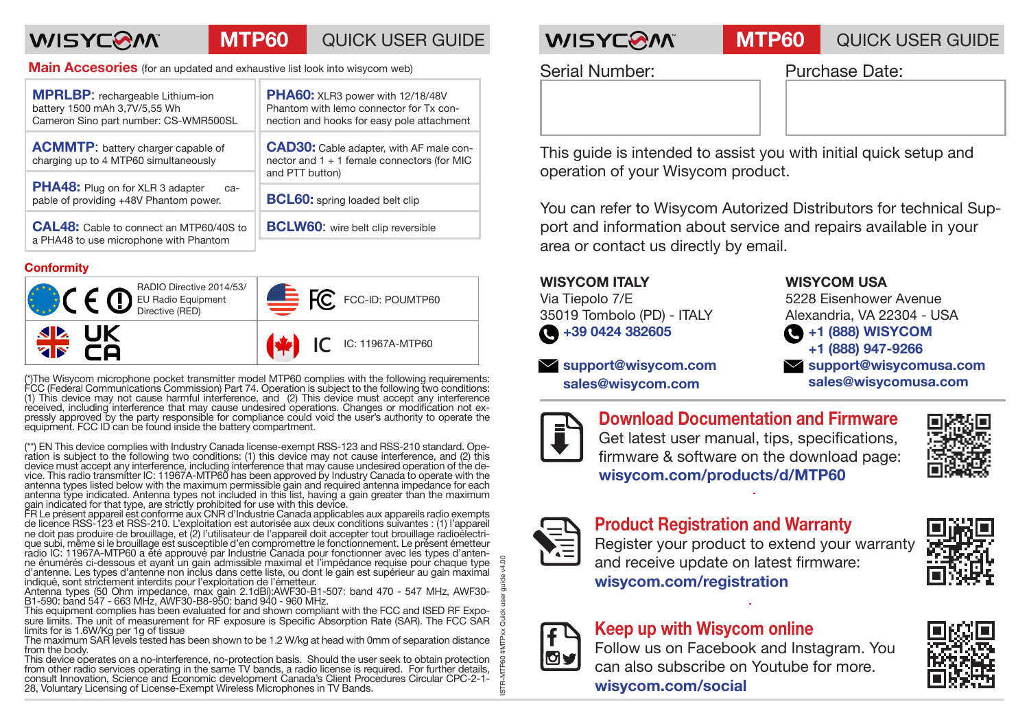# WISYCOM MTP60 QUICK USER GUIDE

## Main Accesories (for an updated and exhaustive list look into wisycom web)

| | |
|---|---|
| **MPRLBP**: rechargeable Lithium-ion battery 1500 mAh 3,7V/5,55 Wh Cameron Sino part number: CS-WMR500SL | **PHA60:** XLR3 power with 12/18/48V Phantom with lemo connector for Tx connection and hooks for easy pole attachment |
| **ACMMTP**: battery charger capable of charging up to 4 MTP60 simultaneously | **CAD30:** Cable adapter, with AF male connector and 1 + 1 female connectors (for MIC and PTT button) |
| **PHA48:** Plug on for XLR 3 adapter capable of providing +48V Phantom power. | **BCL60:** spring loaded belt clip |
| **CAL48:** Cable to connect an MTP60/40S to a PHA48 to use microphone with Phantom | **BCLW60**: wire belt clip reversible |

## Conformity

| | |
|---|---|
| CE RADIO Directive 2014/53/ EU Radio Equipment Directive (RED) | FCC-ID: POUMTP60 |
| UK CA | IC: 11967A-MTP60 |

(*)The Wisycom microphone pocket transmitter model MTP60 complies with the following requirements: FCC (Federal Communications Commission) Part 74. Operation is subject to the following two conditions: (1) This device may not cause harmful interference, and (2) this device must accept any interference received, including interference that may cause undesired operations. Changes or modification not expressly approved by the party responsible for compliance could void the user's authority to operate the equipment. FCC ID can be found inside the battery compartment.

(**) EN This device complies with Industry Canada license-exempt RSS-123 and RSS-210 standard. Operation is subject to the following two conditions: (1) this device may not cause interference, and (2) this device must accept any interference, including interference that may cause undesired operation of the device. This radio transmitter IC: 11967A-MTP60 has been approved by Industry Canada to operate with the antenna types listed below with the maximum permissible gain and required antenna impedance for each antenna type indicated. Antenna types not included in this list, having a gain greater than the maximum gain indicated for that type, are strictly prohibited for use with this device.
FR Le présent appareil est conforme aux CNR d'Industrie Canada applicables aux appareils radio exempts de licence RSS-123 et RSS-210. L'exploitation est autorisée aux deux conditions suivantes : (1) l'appareil ne doit pas produire de brouillage, et (2) l'utilisateur de l'appareil doit accepter tout brouillage radioélectrique subi, même si le brouillage est susceptible d'en compromettre le fonctionnement. Le présent émetteur radio IC: 11967A-MTP60 a été approuvé par Industrie Canada pour fonctionner avec les types d'antenne énumérés ci-dessous et ayant un gain admissible maximal et l'impédance requise pour chaque type d'antenne. Les types d'antenne non inclus dans cette liste, ou dont le gain est supérieur au gain maximal indiqué, sont strictement interdits pour l'exploitation de l'émetteur.
Antenna types (50 Ohm impedance, max gain 2.1dBi):AWF30-B1-507: band 470 - 547 MHz, AWF30-B1-590: band 547 - 663 MHz, AWF30-B8-950: band 940 - 960 MHz.
This equipment complies has been evaluated for and shown compliant with the FCC and ISED RF Exposure limits. The unit of measurement for RF exposure is Specific Absorption Rate (SAR). The FCC SAR limits for is 1.6W/Kg per 1g of tissue
The maximum SAR levels tested has been shown to be 1.2 W/kg at head with 0mm of separation distance from the body.
This device operates on a no-interference, no-protection basis. Should the user seek to obtain protection from other radio services operating in the same TV bands, a radio license is required. For further details, consult Innovation, Science and Economic development Canada's Client Procedures Circular CPC-2-1-28, Voluntary Licensing of License-Exempt Wireless Microphones in TV Bands.

ISTR-MTP60 #MTPxx Quick user guide v4.00

---

# WISYCOM MTP60 QUICK USER GUIDE

| Serial Number: | Purchase Date: |
|---|---|
| | |

This guide is intended to assist you with initial quick setup and operation of your Wisycom product.

You can refer to Wisycom Autorized Distributors for technical Support and information about service and repairs available in your area or contact us directly by email.

**WISYCOM ITALY**
Via Tiepolo 7/E
35019 Tombolo (PD) - ITALY
**+39 0424 382605**
**support@wisycom.com**
**sales@wisycom.com**

**WISYCOM USA**
5228 Eisenhower Avenue
Alexandria, VA 22304 - USA
**+1 (888) WISYCOM**
**+1 (888) 947-9266**
**support@wisycomusa.com**
**sales@wisycomusa.com**

## Download Documentation and Firmware

Get latest user manual, tips, specifications, firmware & software on the download page:
**wisycom.com/products/d/MTP60**

## Product Registration and Warranty

Register your product to extend your warranty and receive update on latest firmware:
**wisycom.com/registration**

## Keep up with Wisycom online

Follow us on Facebook and Instagram. You can also subscribe on Youtube for more.
**wisycom.com/social**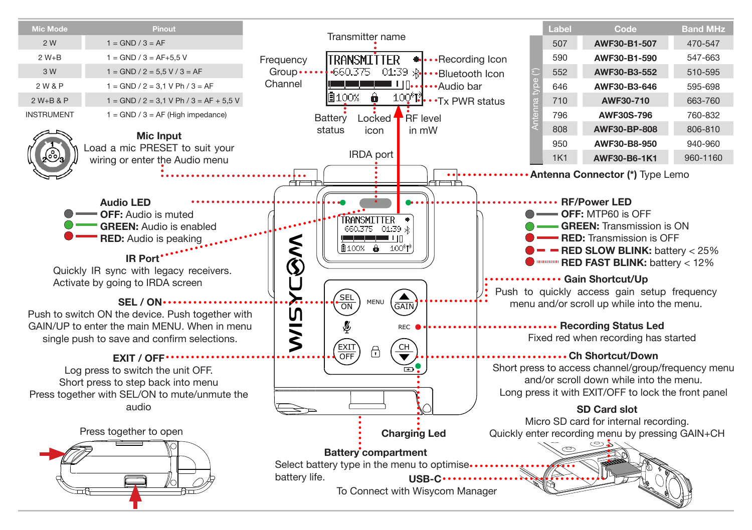| Mic Mode | Pinout |
|---|---|
| 2 W | 1 = GND / 3 = AF |
| 2 W+B | 1 = GND / 3 = AF+5,5 V |
| 3 W | 1 = GND / 2 = 5,5 V / 3 = AF |
| 2 W & P | 1 = GND / 2 = 3,1 V Ph / 3 = AF |
| 2 W+B & P | 1 = GND / 2 = 3,1 V Ph / 3 = AF + 5,5 V |
| INSTRUMENT | 1 = GND / 3 = AF (High impedance) |

**Mic Input**
Load a mic PRESET to suit your wiring or enter the Audio menu

Transmitter name

Frequency
Group
Channel

Recording Icon
Bluetooth Icon
Audio bar
Tx PWR status

Battery status
Locked icon
RF level in mW

TRANSMITTER
660.375 01:39
100% 100

IRDA port

| Label | Code | Band MHz |
|---|---|---|
| 507 | AWF30-B1-507 | 470-547 |
| 590 | AWF30-B1-590 | 547-663 |
| 552 | AWF30-B3-552 | 510-595 |
| 646 | AWF30-B3-646 | 595-698 |
| 710 | AWF30-710 | 663-760 |
| 796 | AWF30S-796 | 760-832 |
| 808 | AWF30-BP-808 | 806-810 |
| 950 | AWF30-B8-950 | 940-960 |
| 1K1 | AWF30-B6-1K1 | 960-1160 |

Antenna type (*)

**Antenna Connector (*)** Type Lemo

**Audio LED**
- **OFF:** Audio is muted
- **GREEN:** Audio is enabled
- **RED:** Audio is peaking

**IR Port**
Quickly IR sync with legacy receivers. Activate by going to IRDA screen

**SEL / ON**
Push to switch ON the device. Push together with GAIN/UP to enter the main MENU. When in menu single push to save and confirm selections.

**EXIT / OFF**
Log press to switch the unit OFF.
Short press to step back into menu
Press together with SEL/ON to mute/unmute the audio

Press together to open

**RF/Power LED**
- **OFF:** MTP60 is OFF
- **GREEN:** Transmission is ON
- **RED:** Transmission is OFF
- **RED SLOW BLINK:** battery < 25%
- **RED FAST BLINK:** battery < 12%

**Gain Shortcut/Up**
Push to quickly access gain setup frequency menu and/or scroll up while into the menu.

**Recording Status Led**
Fixed red when recording has started

**Ch Shortcut/Down**
Short press to access channel/group/frequency menu and/or scroll down while into the menu.
Long press it with EXIT/OFF to lock the front panel

**SD Card slot**
Micro SD card for internal recording.
Quickly enter recording menu by pressing GAIN+CH

SEL ON
MENU
GAIN
REC
EXIT OFF
CH
WISYCOM

**Charging Led**

**Battery compartment**
Select battery type in the menu to optimise battery life.

**USB-C**
To Connect with Wisycom Manager